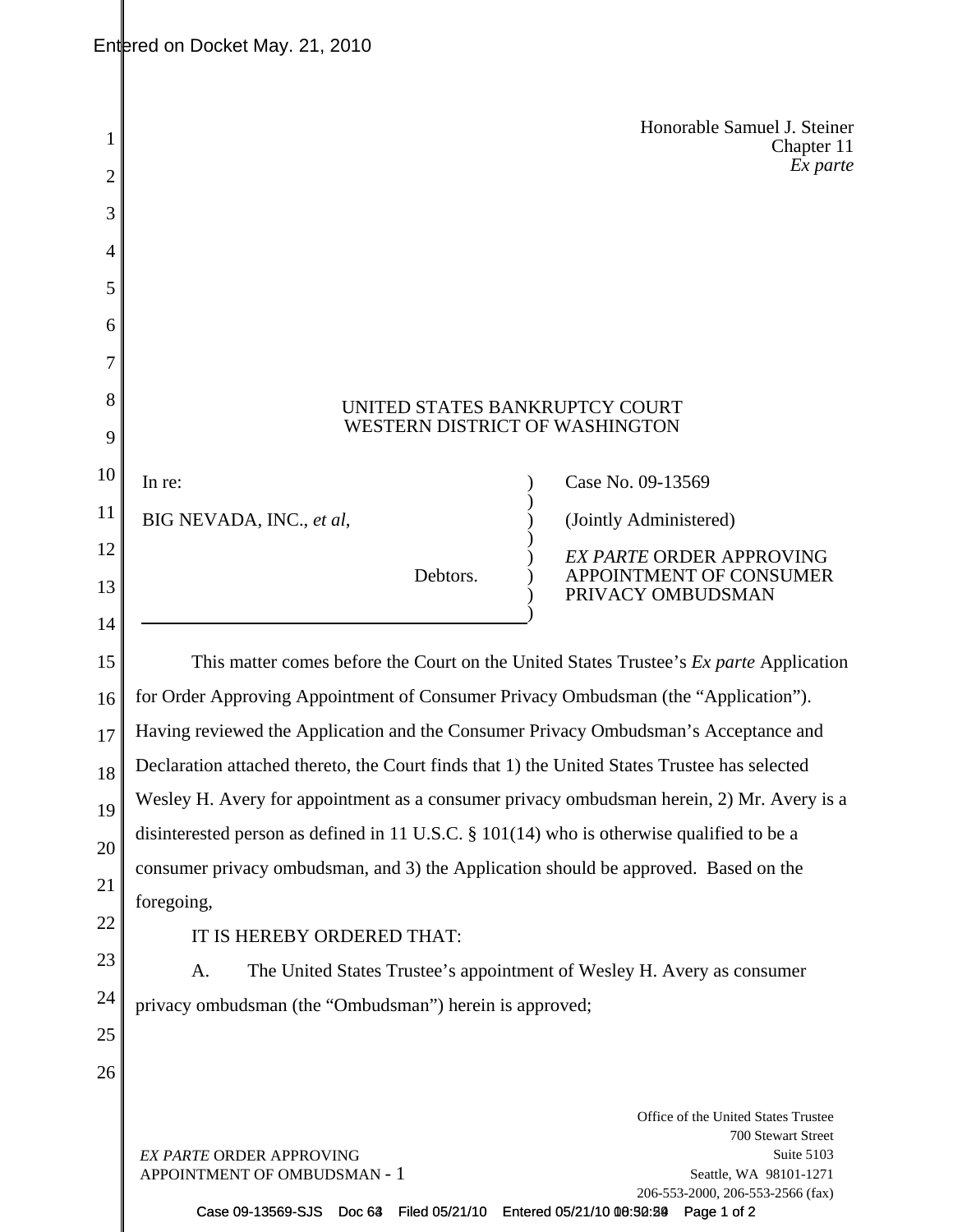Entered on Docket May. 21, 2010

Honorable Samuel J. Steiner
Chapter 11
*Ex parte*

UNITED STATES BANKRUPTCY COURT
WESTERN DISTRICT OF WASHINGTON

| | |
|---|---|
| In re:<br><br>BIG NEVADA, INC., *et al*,<br><br>Debtors. | Case No. 09-13569<br><br>(Jointly Administered)<br><br>*EX PARTE* ORDER APPROVING APPOINTMENT OF CONSUMER PRIVACY OMBUDSMAN |

This matter comes before the Court on the United States Trustee's *Ex parte* Application for Order Approving Appointment of Consumer Privacy Ombudsman (the "Application"). Having reviewed the Application and the Consumer Privacy Ombudsman's Acceptance and Declaration attached thereto, the Court finds that 1) the United States Trustee has selected Wesley H. Avery for appointment as a consumer privacy ombudsman herein, 2) Mr. Avery is a disinterested person as defined in 11 U.S.C. § 101(14) who is otherwise qualified to be a consumer privacy ombudsman, and 3) the Application should be approved. Based on the foregoing,

IT IS HEREBY ORDERED THAT:

A. The United States Trustee's appointment of Wesley H. Avery as consumer privacy ombudsman (the "Ombudsman") herein is approved;

*EX PARTE* ORDER APPROVING APPOINTMENT OF OMBUDSMAN - 1

Office of the United States Trustee
700 Stewart Street
Suite 5103
Seattle, WA 98101-1271
206-553-2000, 206-553-2566 (fax)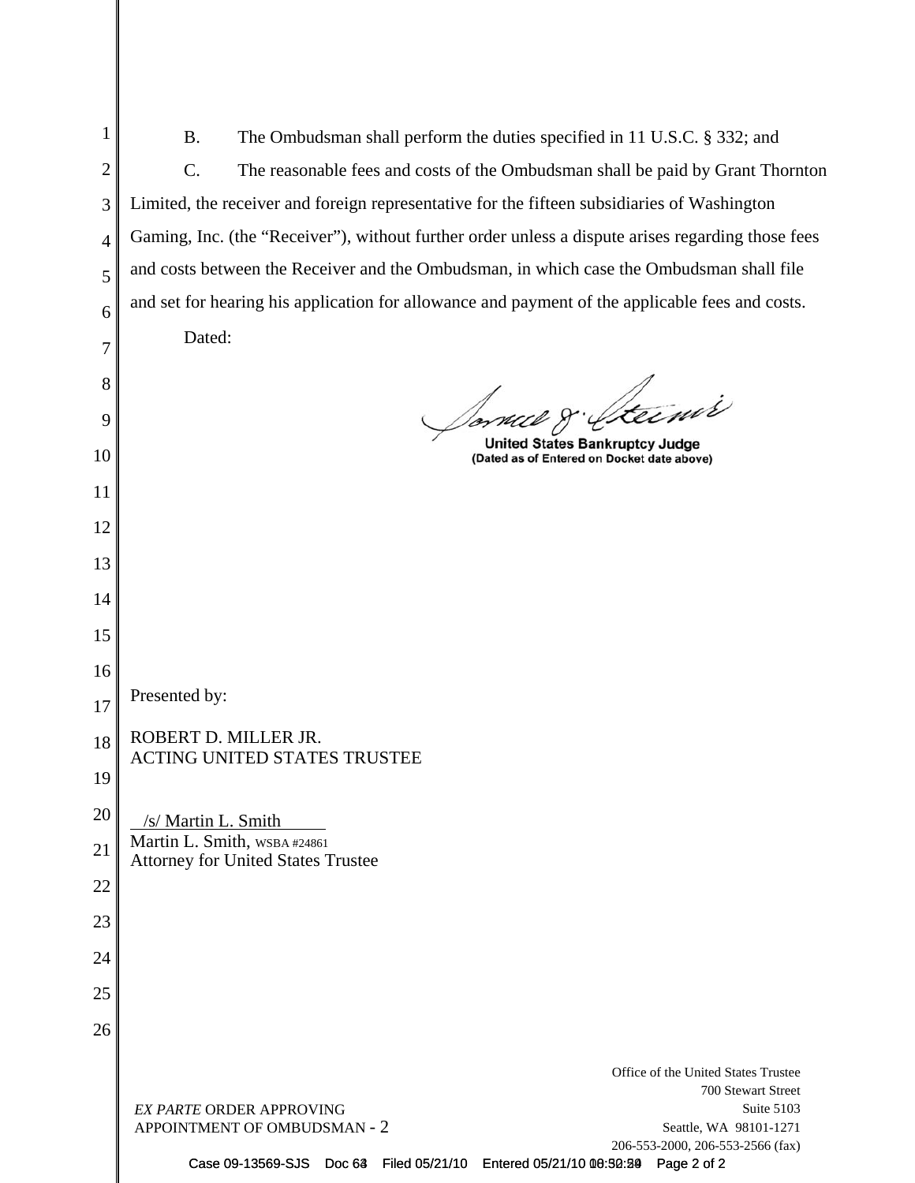B. The Ombudsman shall perform the duties specified in 11 U.S.C. § 332; and

C. The reasonable fees and costs of the Ombudsman shall be paid by Grant Thornton Limited, the receiver and foreign representative for the fifteen subsidiaries of Washington Gaming, Inc. (the "Receiver"), without further order unless a dispute arises regarding those fees and costs between the Receiver and the Ombudsman, in which case the Ombudsman shall file and set for hearing his application for allowance and payment of the applicable fees and costs.

Dated:

Samuel J. Steiner
**United States Bankruptcy Judge**
**(Dated as of Entered on Docket date above)**

Presented by:

ROBERT D. MILLER JR.
ACTING UNITED STATES TRUSTEE

/s/ Martin L. Smith
Martin L. Smith, WSBA #24861
Attorney for United States Trustee

*EX PARTE* ORDER APPROVING APPOINTMENT OF OMBUDSMAN - 2

Office of the United States Trustee
700 Stewart Street
Suite 5103
Seattle, WA 98101-1271
206-553-2000, 206-553-2566 (fax)